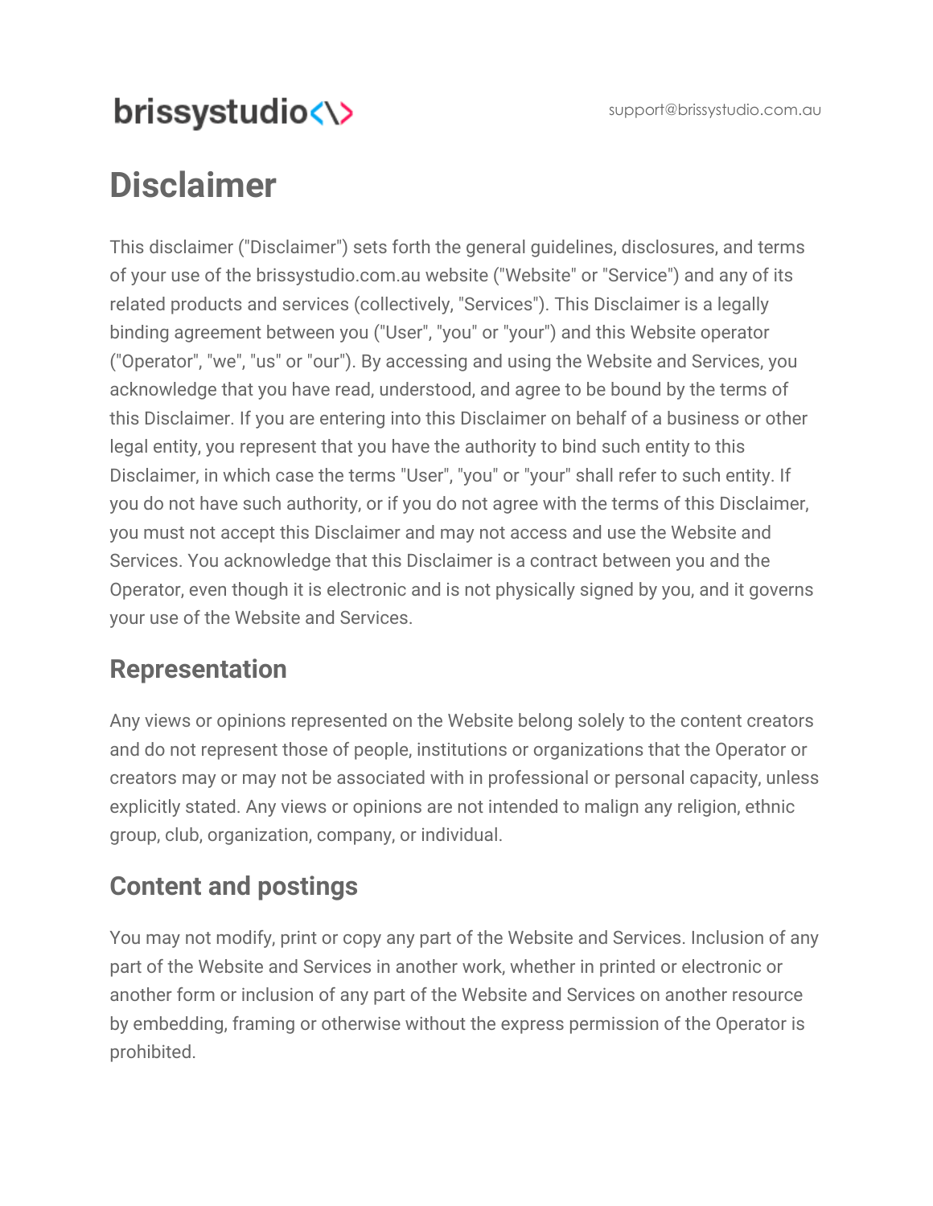brissystudio<\>

support@brissystudio.com.au

# Disclaimer

This disclaimer ("Disclaimer") sets forth the general guidelines, disclosures, and terms of your use of the brissystudio.com.au website ("Website" or "Service") and any of its related products and services (collectively, "Services"). This Disclaimer is a legally binding agreement between you ("User", "you" or "your") and this Website operator ("Operator", "we", "us" or "our"). By accessing and using the Website and Services, you acknowledge that you have read, understood, and agree to be bound by the terms of this Disclaimer. If you are entering into this Disclaimer on behalf of a business or other legal entity, you represent that you have the authority to bind such entity to this Disclaimer, in which case the terms "User", "you" or "your" shall refer to such entity. If you do not have such authority, or if you do not agree with the terms of this Disclaimer, you must not accept this Disclaimer and may not access and use the Website and Services. You acknowledge that this Disclaimer is a contract between you and the Operator, even though it is electronic and is not physically signed by you, and it governs your use of the Website and Services.

## Representation

Any views or opinions represented on the Website belong solely to the content creators and do not represent those of people, institutions or organizations that the Operator or creators may or may not be associated with in professional or personal capacity, unless explicitly stated. Any views or opinions are not intended to malign any religion, ethnic group, club, organization, company, or individual.

## Content and postings

You may not modify, print or copy any part of the Website and Services. Inclusion of any part of the Website and Services in another work, whether in printed or electronic or another form or inclusion of any part of the Website and Services on another resource by embedding, framing or otherwise without the express permission of the Operator is prohibited.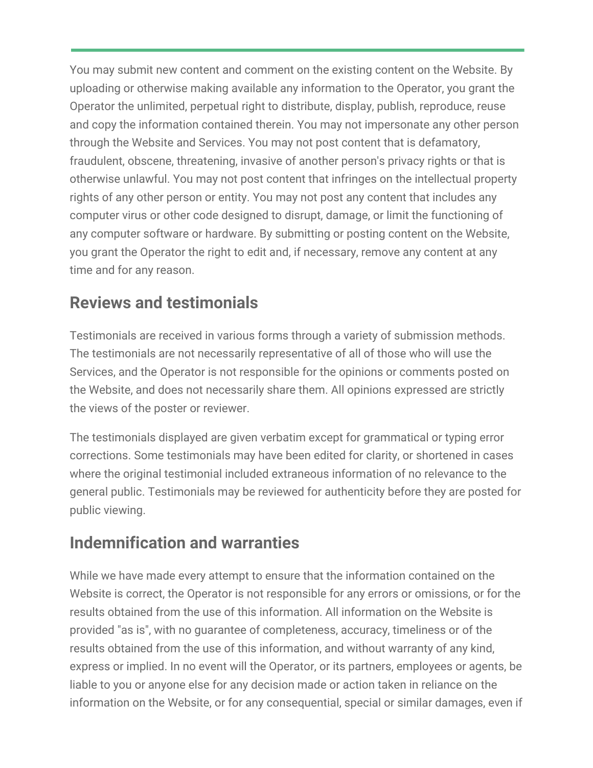You may submit new content and comment on the existing content on the Website. By uploading or otherwise making available any information to the Operator, you grant the Operator the unlimited, perpetual right to distribute, display, publish, reproduce, reuse and copy the information contained therein. You may not impersonate any other person through the Website and Services. You may not post content that is defamatory, fraudulent, obscene, threatening, invasive of another person's privacy rights or that is otherwise unlawful. You may not post content that infringes on the intellectual property rights of any other person or entity. You may not post any content that includes any computer virus or other code designed to disrupt, damage, or limit the functioning of any computer software or hardware. By submitting or posting content on the Website, you grant the Operator the right to edit and, if necessary, remove any content at any time and for any reason.

## Reviews and testimonials

Testimonials are received in various forms through a variety of submission methods. The testimonials are not necessarily representative of all of those who will use the Services, and the Operator is not responsible for the opinions or comments posted on the Website, and does not necessarily share them. All opinions expressed are strictly the views of the poster or reviewer.

The testimonials displayed are given verbatim except for grammatical or typing error corrections. Some testimonials may have been edited for clarity, or shortened in cases where the original testimonial included extraneous information of no relevance to the general public. Testimonials may be reviewed for authenticity before they are posted for public viewing.

## Indemnification and warranties

While we have made every attempt to ensure that the information contained on the Website is correct, the Operator is not responsible for any errors or omissions, or for the results obtained from the use of this information. All information on the Website is provided "as is", with no guarantee of completeness, accuracy, timeliness or of the results obtained from the use of this information, and without warranty of any kind, express or implied. In no event will the Operator, or its partners, employees or agents, be liable to you or anyone else for any decision made or action taken in reliance on the information on the Website, or for any consequential, special or similar damages, even if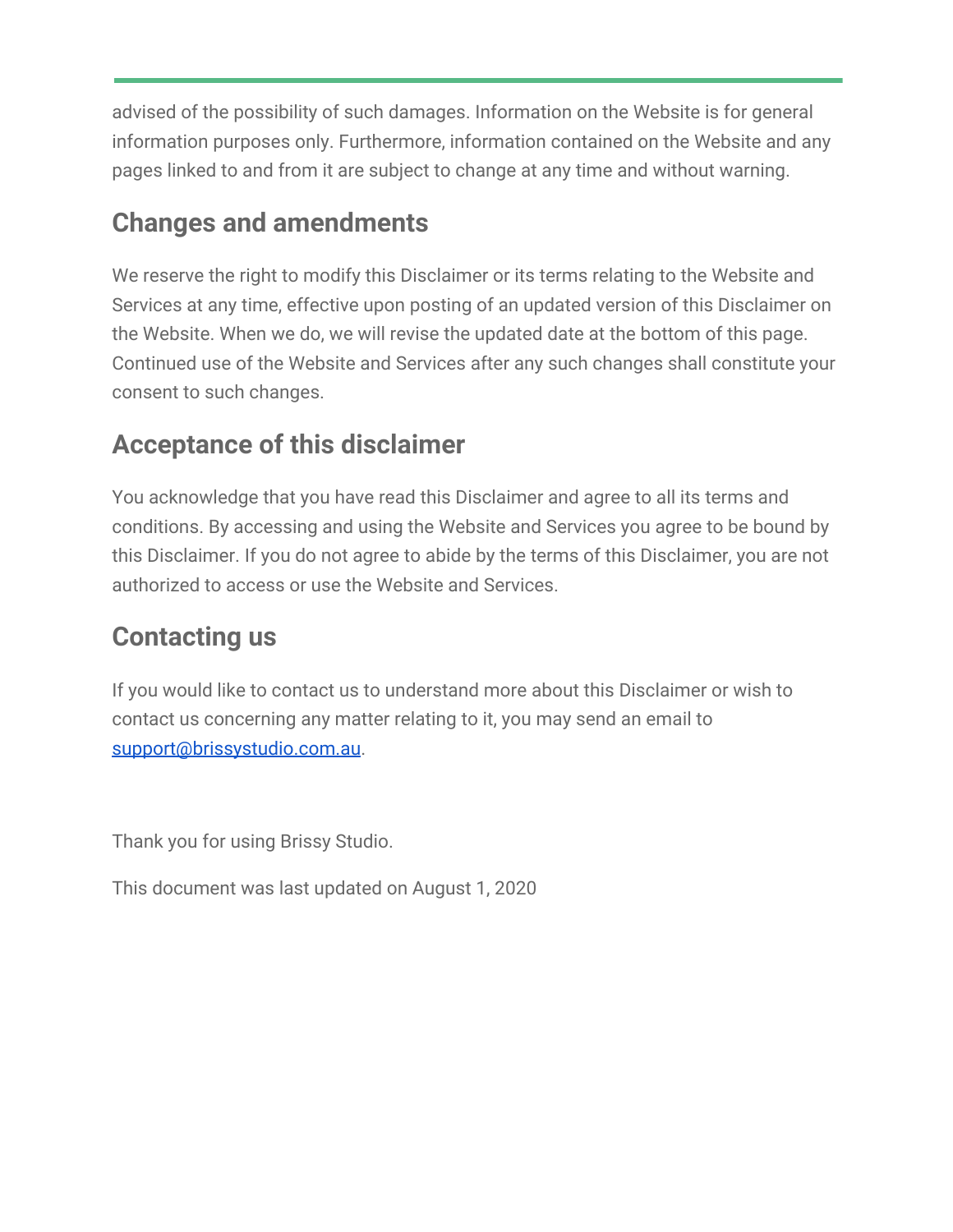advised of the possibility of such damages. Information on the Website is for general information purposes only. Furthermore, information contained on the Website and any pages linked to and from it are subject to change at any time and without warning.

## Changes and amendments

We reserve the right to modify this Disclaimer or its terms relating to the Website and Services at any time, effective upon posting of an updated version of this Disclaimer on the Website. When we do, we will revise the updated date at the bottom of this page. Continued use of the Website and Services after any such changes shall constitute your consent to such changes.

## Acceptance of this disclaimer

You acknowledge that you have read this Disclaimer and agree to all its terms and conditions. By accessing and using the Website and Services you agree to be bound by this Disclaimer. If you do not agree to abide by the terms of this Disclaimer, you are not authorized to access or use the Website and Services.

## Contacting us

If you would like to contact us to understand more about this Disclaimer or wish to contact us concerning any matter relating to it, you may send an email to [support@brissystudio.com.au](mailto:support@brissystudio.com.au).

Thank you for using Brissy Studio.

This document was last updated on August 1, 2020